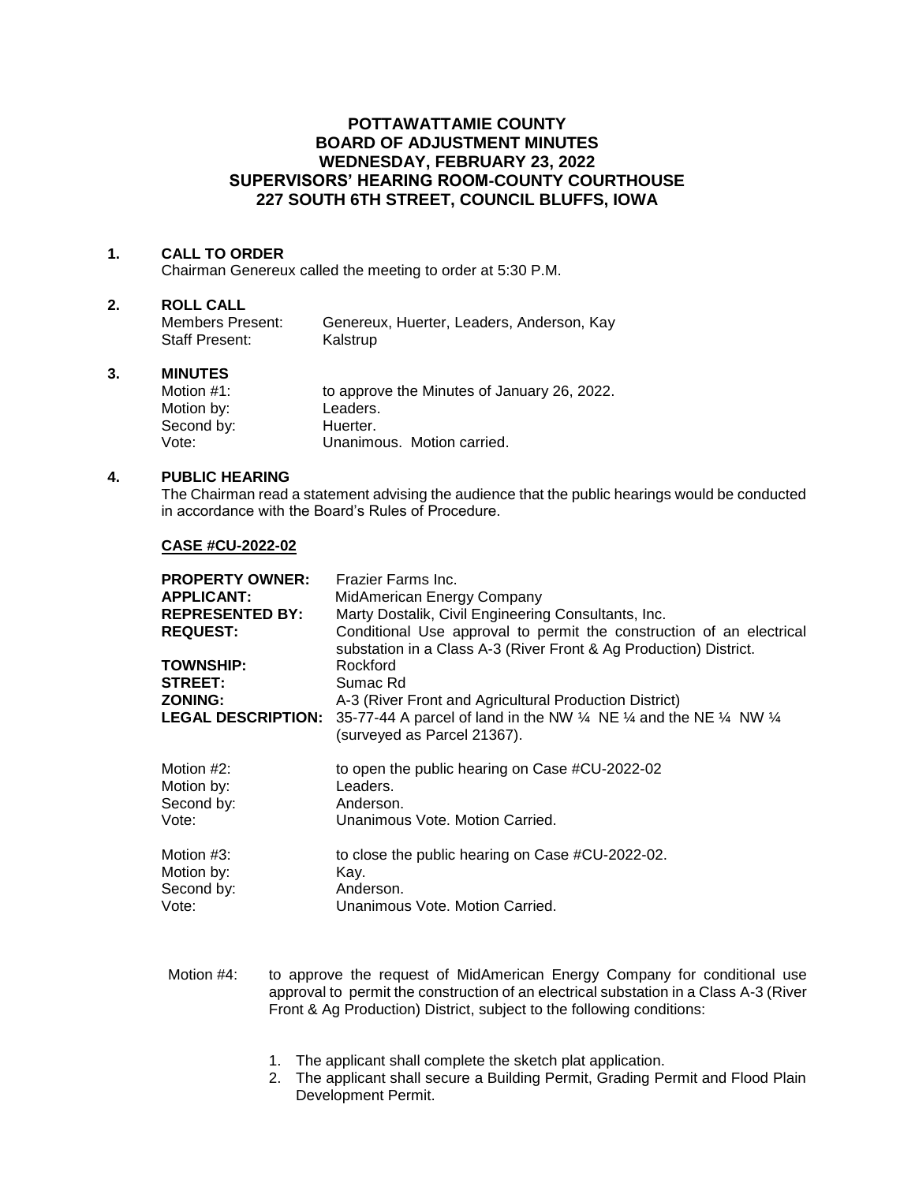# POTTAWATTAMIE COUNTY
# BOARD OF ADJUSTMENT MINUTES
# WEDNESDAY, FEBRUARY 23, 2022
# SUPERVISORS' HEARING ROOM-COUNTY COURTHOUSE
# 227 SOUTH 6TH STREET, COUNCIL BLUFFS, IOWA

**1. CALL TO ORDER**

Chairman Genereux called the meeting to order at 5:30 P.M.

**2. ROLL CALL**

Members Present: Genereux, Huerter, Leaders, Anderson, Kay
Staff Present: Kalstrup

**3. MINUTES**

Motion #1: to approve the Minutes of January 26, 2022.
Motion by: Leaders.
Second by: Huerter.
Vote: Unanimous. Motion carried.

**4. PUBLIC HEARING**

The Chairman read a statement advising the audience that the public hearings would be conducted in accordance with the Board's Rules of Procedure.

**CASE #CU-2022-02**

**PROPERTY OWNER:** Frazier Farms Inc.
**APPLICANT:** MidAmerican Energy Company
**REPRESENTED BY:** Marty Dostalik, Civil Engineering Consultants, Inc.
**REQUEST:** Conditional Use approval to permit the construction of an electrical substation in a Class A-3 (River Front & Ag Production) District.
**TOWNSHIP:** Rockford
**STREET:** Sumac Rd
**ZONING:** A-3 (River Front and Agricultural Production District)
**LEGAL DESCRIPTION:** 35-77-44 A parcel of land in the NW ¼ NE ¼ and the NE ¼ NW ¼ (surveyed as Parcel 21367).

Motion #2: to open the public hearing on Case #CU-2022-02
Motion by: Leaders.
Second by: Anderson.
Vote: Unanimous Vote. Motion Carried.

Motion #3: to close the public hearing on Case #CU-2022-02.
Motion by: Kay.
Second by: Anderson.
Vote: Unanimous Vote. Motion Carried.

Motion #4: to approve the request of MidAmerican Energy Company for conditional use approval to permit the construction of an electrical substation in a Class A-3 (River Front & Ag Production) District, subject to the following conditions:

1. The applicant shall complete the sketch plat application.
2. The applicant shall secure a Building Permit, Grading Permit and Flood Plain Development Permit.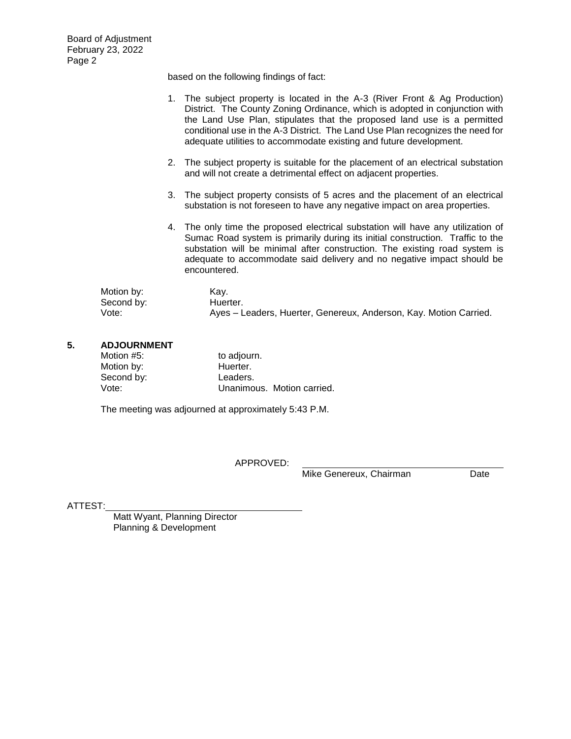based on the following findings of fact:

1. The subject property is located in the A-3 (River Front & Ag Production) District. The County Zoning Ordinance, which is adopted in conjunction with the Land Use Plan, stipulates that the proposed land use is a permitted conditional use in the A-3 District. The Land Use Plan recognizes the need for adequate utilities to accommodate existing and future development.

2. The subject property is suitable for the placement of an electrical substation and will not create a detrimental effect on adjacent properties.

3. The subject property consists of 5 acres and the placement of an electrical substation is not foreseen to have any negative impact on area properties.

4. The only time the proposed electrical substation will have any utilization of Sumac Road system is primarily during its initial construction. Traffic to the substation will be minimal after construction. The existing road system is adequate to accommodate said delivery and no negative impact should be encountered.

Motion by: Kay.
Second by: Huerter.
Vote: Ayes – Leaders, Huerter, Genereux, Anderson, Kay. Motion Carried.

## 5. ADJOURNMENT

Motion #5: to adjourn.
Motion by: Huerter.
Second by: Leaders.
Vote: Unanimous. Motion carried.

The meeting was adjourned at approximately 5:43 P.M.

APPROVED: \_\_\_\_\_\_\_\_\_\_\_\_\_\_\_\_\_\_\_\_\_\_\_\_\_\_\_\_\_\_\_\_\_\_\_\_
Mike Genereux, Chairman Date

ATTEST: \_\_\_\_\_\_\_\_\_\_\_\_\_\_\_\_\_\_\_\_\_\_\_\_\_\_\_\_\_\_\_\_\_\_\_\_
Matt Wyant, Planning Director
Planning & Development